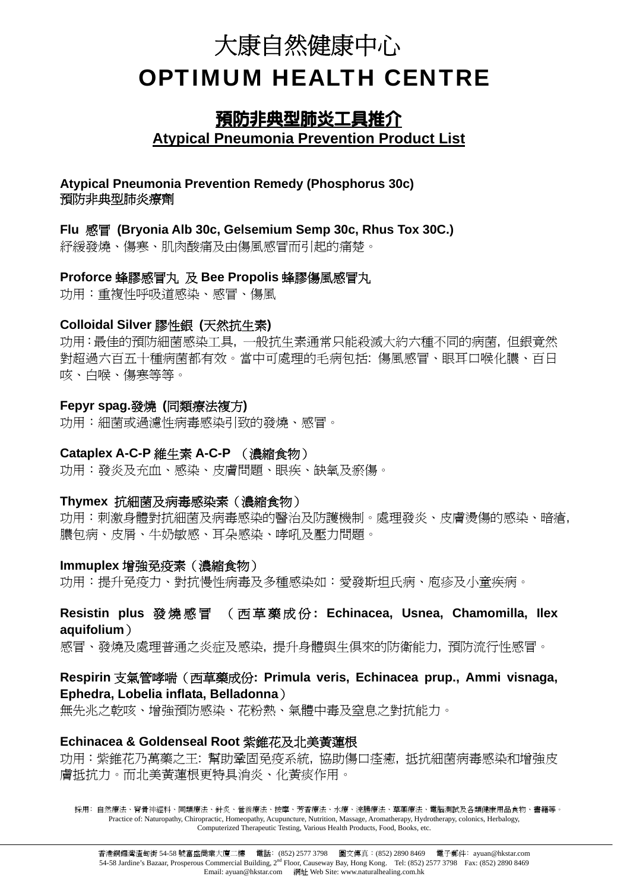# 大康自然健康中心

# OPTIMUM HEALTH CENTRE

## 預防非典型肺炎工具推介

**Atypical Pneumonia Prevention Product List**

**Atypical Pneumonia Prevention Remedy (Phosphorus 30c)**
**預防非典型肺炎療劑**

**Flu 感冒 (Bryonia Alb 30c, Gelsemium Semp 30c, Rhus Tox 30C.)**
紓緩發燒、傷寒、肌肉酸痛及由傷風感冒而引起的痛楚。

**Proforce 蜂膠感冒丸 及 Bee Propolis 蜂膠傷風感冒丸**
功用：重複性呼吸道感染、感冒、傷風

**Colloidal Silver 膠性銀 (天然抗生素)**
功用：最佳的預防細菌感染工具，一般抗生素通常只能殺滅大約六種不同的病菌，但銀竟然對超過六百五十種病菌都有效。當中可處理的毛病包括：傷風感冒、眼耳口喉化膿、百日咳、白喉、傷寒等等。

**Fepyr spag.發燒 (同類療法複方)**
功用：細菌或過濾性病毒感染引致的發燒、感冒。

**Cataplex A-C-P 維生素 A-C-P （濃縮食物）**
功用：發炎及充血、感染、皮膚問題、眼疾、缺氧及瘀傷。

**Thymex 抗細菌及病毒感染素（濃縮食物）**
功用：刺激身體對抗細菌及病毒感染的醫治及防護機制。處理發炎、皮膚燙傷的感染、暗瘡，膿包病、皮屑、牛奶敏感、耳朵感染、哮吼及壓力問題。

**Immuplex 增強免疫素（濃縮食物）**
功用：提升免疫力、對抗慢性病毒及多種感染如：愛發斯坦氏病、皰疹及小童疾病。

**Resistin plus 發燒感冒 （西草藥成份：Echinacea, Usnea, Chamomilla, Ilex aquifolium）**
感冒、發燒及處理普通之炎症及感染，提升身體與生俱來的防衛能力，預防流行性感冒。

**Respirin 支氣管哮喘（西草藥成份：Primula veris, Echinacea prup., Ammi visnaga, Ephedra, Lobelia inflata, Belladonna）**
無先兆之乾咳、增強預防感染、花粉熱、氣體中毒及窒息之對抗能力。

**Echinacea & Goldenseal Root 紫錐花及北美黃蓮根**
功用：紫錐花乃萬藥之王：幫助鞏固免疫系統，協助傷口痊癒，抵抗細菌病毒感染和增強皮膚抵抗力。而北美黃蓮根更特具消炎、化黃痰作用。

採用：自然療法、脊骨神經科、同類療法、針灸、營養療法、按摩、芳香療法、水療、洗腸療法、草藥療法、電腦測試及各類健康用品食物、書籍等。
Practice of: Naturopathy, Chiropractic, Homeopathy, Acupuncture, Nutrition, Massage, Aromatherapy, Hydrotherapy, colonics, Herbalogy, Computerized Therapeutic Testing, Various Health Products, Food, Books, etc.

香港銅鑼灣渣甸街 54-58 號富盛商業大廈二樓　電話：(852) 2577 3798　圖文傳真：(852) 2890 8469　電子郵件：ayuan@hkstar.com
54-58 Jardine's Bazaar, Prosperous Commercial Building, 2nd Floor, Causeway Bay, Hong Kong. Tel: (852) 2577 3798 Fax: (852) 2890 8469
Email: ayuan@hkstar.com　網址 Web Site: www.naturalhealing.com.hk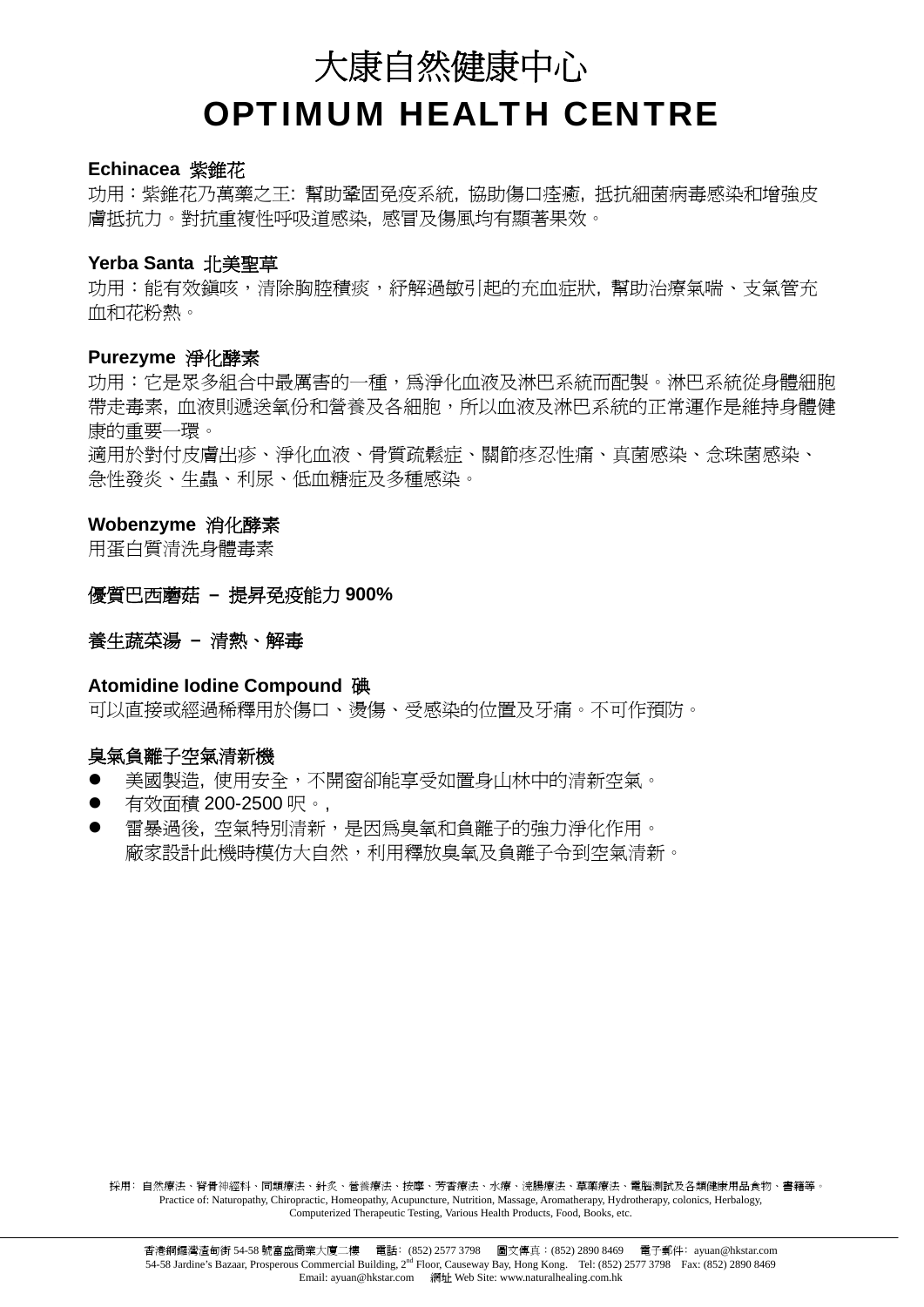# 大康自然健康中心

# OPTIMUM HEALTH CENTRE

**Echinacea 紫錐花**

功用：紫錐花乃萬藥之王: 幫助鞏固免疫系統, 協助傷口痊癒, 抵抗細菌病毒感染和增強皮膚抵抗力。對抗重複性呼吸道感染, 感冒及傷風均有顯著果效。

**Yerba Santa 北美聖草**

功用：能有效鎮咳，清除胸腔積痰，紓解過敏引起的充血症狀, 幫助治療氣喘、支氣管充血和花粉熱。

**Purezyme 淨化酵素**

功用：它是眾多組合中最厲害的一種，爲淨化血液及淋巴系統而配製。淋巴系統從身體細胞帶走毒素, 血液則遞送氧份和營養及各細胞，所以血液及淋巴系統的正常運作是維持身體健康的重要一環。

適用於對付皮膚出疹、淨化血液、骨質疏鬆症、關節疼忍性痛、真菌感染、念珠菌感染、急性發炎、生蟲、利尿、低血糖症及多種感染。

**Wobenzyme 消化酵素**

用蛋白質清洗身體毒素

**優質巴西蘑菇 – 提昇免疫能力 900%**

**養生蔬菜湯 – 清熱、解毒**

**Atomidine Iodine Compound 碘**

可以直接或經過稀釋用於傷口、燙傷、受感染的位置及牙痛。不可作預防。

**臭氣負離子空氣清新機**

- 美國製造, 使用安全，不開窗卻能享受如置身山林中的清新空氣。
- 有效面積 200-2500 呎。,
- 雷暴過後, 空氣特別清新，是因爲臭氧和負離子的強力淨化作用。
  廠家設計此機時模仿大自然，利用釋放臭氧及負離子令到空氣清新。

採用: 自然療法、脊骨神經科、同類療法、針灸、營養療法、按摩、芳香療法、水療、洗腸療法、草藥療法、電腦測試及各類健康用品食物、書籍等。
Practice of: Naturopathy, Chiropractic, Homeopathy, Acupuncture, Nutrition, Massage, Aromatherapy, Hydrotherapy, colonics, Herbalogy, Computerized Therapeutic Testing, Various Health Products, Food, Books, etc.

香港銅鑼灣渣甸街 54-58 號富盛商業大廈二樓 電話: (852) 2577 3798 圖文傳真：(852) 2890 8469 電子郵件: ayuan@hkstar.com
54-58 Jardine's Bazaar, Prosperous Commercial Building, 2nd Floor, Causeway Bay, Hong Kong. Tel: (852) 2577 3798 Fax: (852) 2890 8469
Email: ayuan@hkstar.com 網址 Web Site: www.naturalhealing.com.hk